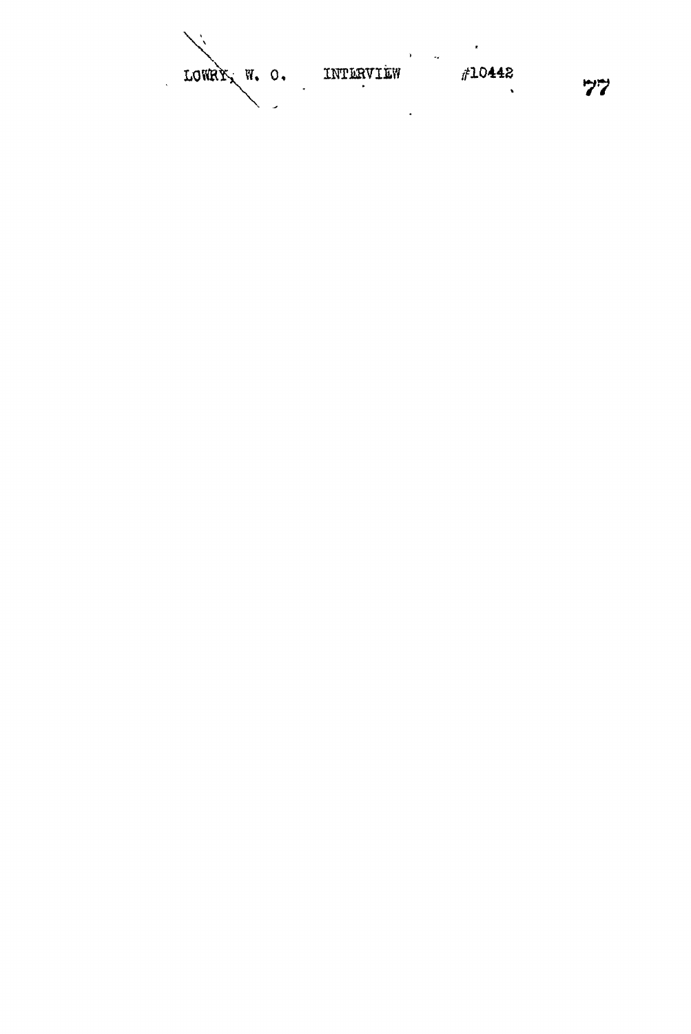LOWRY, W. O. INTERVIEW #10442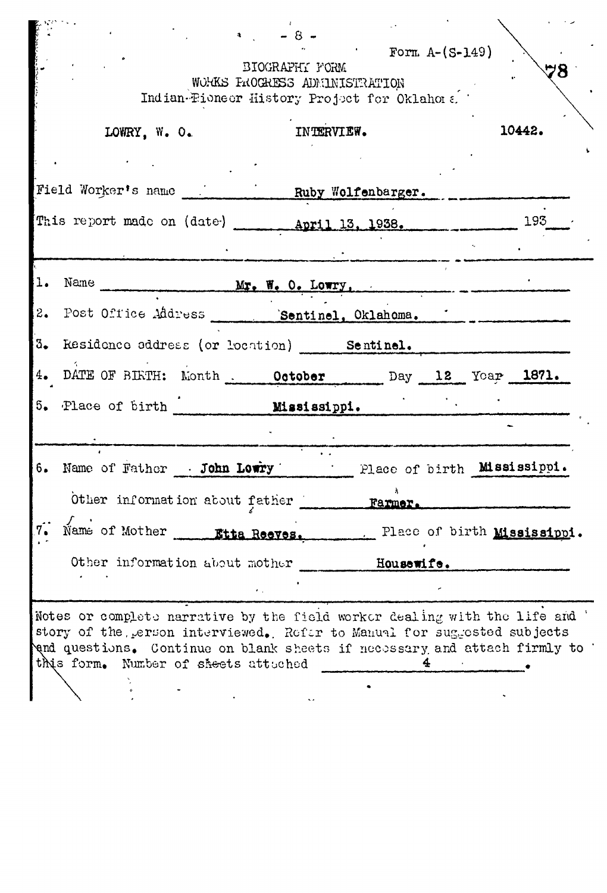Form A-(S-149)

BIOGRAPHY FORM
WORKS PROGRESS ADMINISTRATION
Indian-Pioneer History Project for Oklahoma

78

LOWRY, W. O. INTERVIEW. 10442.

Field Worker's name Ruby Wolfenbarger.

This report made on (date) April 13, 1938. 193

1. Name Mr. W. O. Lowry.
2. Post Office Address Sentinel, Oklahoma.
3. Residence address (or location) Sentinel.
4. DATE OF BIRTH: Month October Day 12 Year 1871.
5. Place of birth Mississippi.

6. Name of Father John Lowry Place of birth Mississippi.

   Other information about father Farmer.

7. Name of Mother Etta Reeves. Place of birth Mississippi.

   Other information about mother Housewife.

Notes or complete narrative by the field worker dealing with the life and story of the person interviewed. Refer to Manual for suggested subjects and questions. Continue on blank sheets if necessary and attach firmly to this form. Number of sheets attached 4.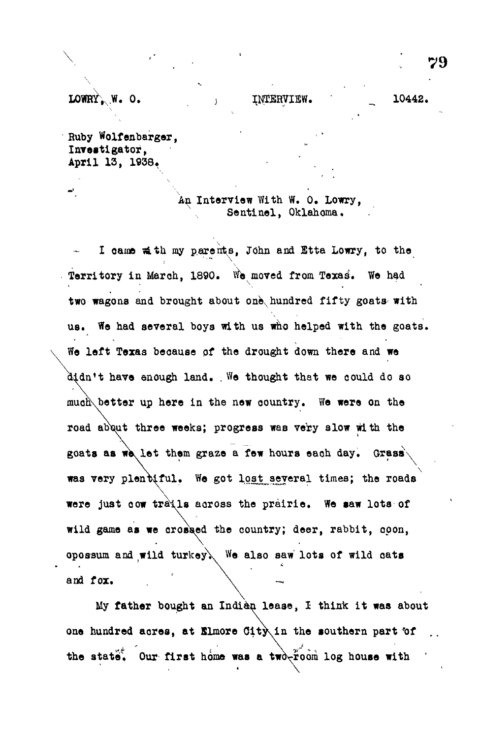LOWRY, W. O. INTERVIEW. 10442.

Ruby Wolfenbarger,
Investigator,
April 13, 1938.

An Interview With W. O. Lowry,
Sentinel, Oklahoma.

I came with my parents, John and Etta Lowry, to the Territory in March, 1890. We moved from Texas. We had two wagons and brought about one hundred fifty goats with us. We had several boys with us who helped with the goats. We left Texas because of the drought down there and we didn't have enough land. We thought that we could do so much better up here in the new country. We were on the road about three weeks; progress was very slow with the goats as we let them graze a few hours each day. Grass was very plentiful. We got lost several times; the roads were just cow trails across the prairie. We saw lots of wild game as we crossed the country; deer, rabbit, coon, opossum and wild turkey. We also saw lots of wild cats and fox.

My father bought an Indian lease, I think it was about one hundred acres, at Elmore City in the southern part of the state. Our first home was a two-room log house with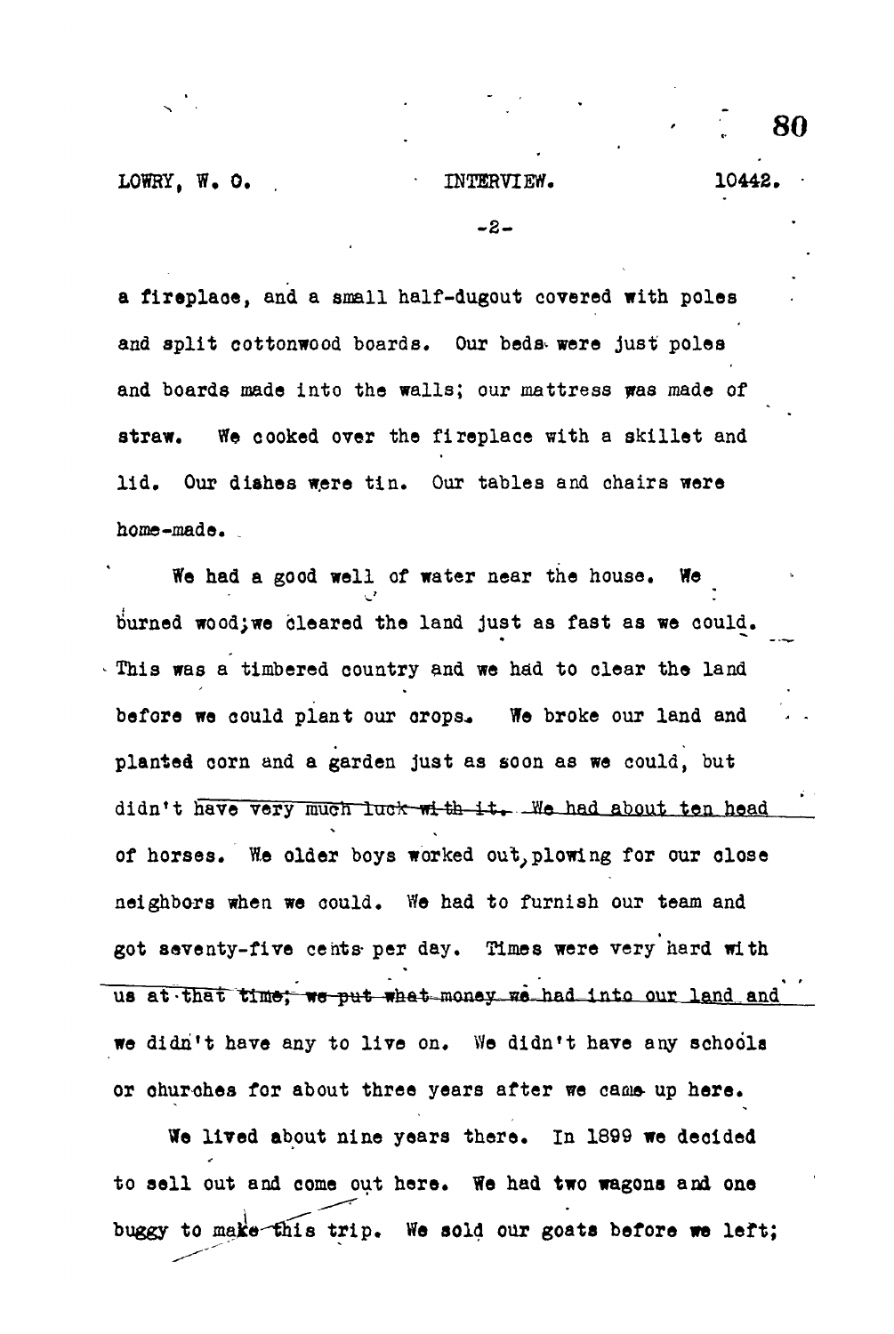a fireplace, and a small half-dugout covered with poles and split cottonwood boards. Our beds were just poles and boards made into the walls; our mattress was made of straw. We cooked over the fireplace with a skillet and lid. Our dishes were tin. Our tables and chairs were home-made.

We had a good well of water near the house. We burned wood;we cleared the land just as fast as we could. This was a timbered country and we had to clear the land before we could plant our crops. We broke our land and planted corn and a garden just as soon as we could, but didn't have very much luck with it. We had about ten head of horses. We older boys worked out, plowing for our close neighbors when we could. We had to furnish our team and got seventy-five cents per day. Times were very hard with us at that time; we put what money we had into our land and we didn't have any to live on. We didn't have any schools or churches for about three years after we came up here.

We lived about nine years there. In 1899 we decided to sell out and come out here. We had two wagons and one buggy to make this trip. We sold our goats before we left;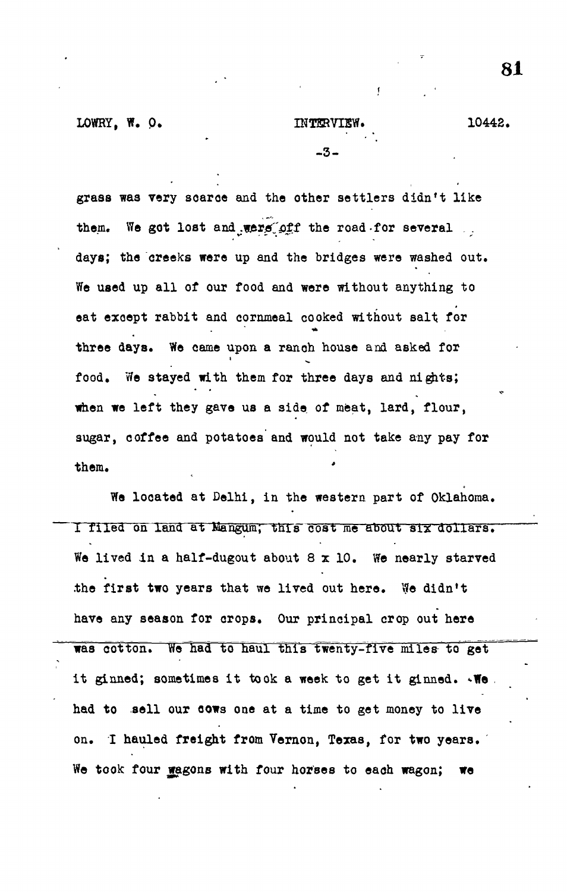grass was very scarce and the other settlers didn't like them. We got lost and were off the road for several days; the creeks were up and the bridges were washed out. We used up all of our food and were without anything to eat except rabbit and cornmeal cooked without salt for three days. We came upon a ranch house and asked for food. We stayed with them for three days and nights; when we left they gave us a side of meat, lard, flour, sugar, coffee and potatoes and would not take any pay for them.

We located at Delhi, in the western part of Oklahoma. I filed on land at Mangum; this cost me about six dollars. We lived in a half-dugout about 8 x 10. We nearly starved the first two years that we lived out here. We didn't have any season for crops. Our principal crop out here was cotton. We had to haul this twenty-five miles to get it ginned; sometimes it took a week to get it ginned. We had to sell our cows one at a time to get money to live on. I hauled freight from Vernon, Texas, for two years. We took four wagons with four horses to each wagon; we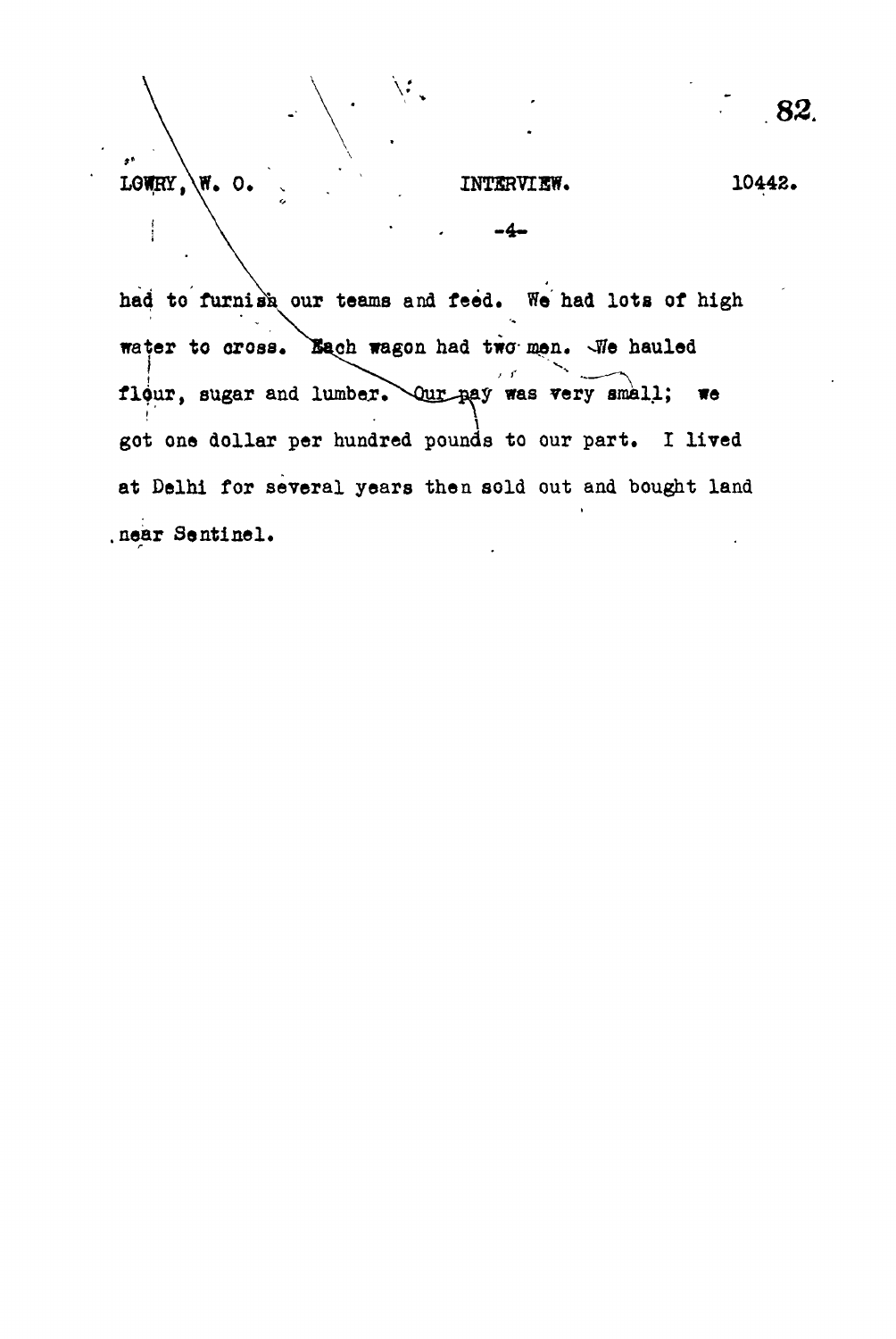had to furnish our teams and feed. We had lots of high water to cross. Each wagon had two men. We hauled flour, sugar and lumber. Our pay was very small; we got one dollar per hundred pounds to our part. I lived at Delhi for several years then sold out and bought land near Sentinel.